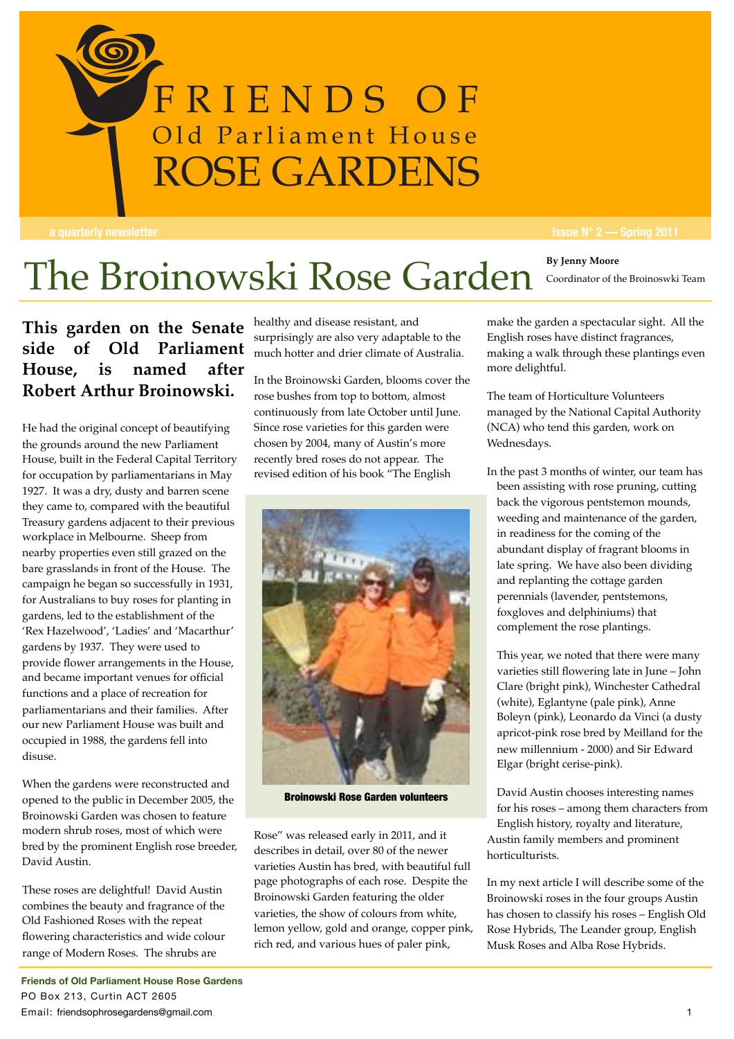# FRIENDS OF Old Parliament House ROSE GARDENS

a quarterly newsletter

Issue N° 2 — Spring 2011

# The Broinowski Rose Garden

**By Jenny Moore**
Coordinator of the Broinoswki Team

**This garden on the Senate side of Old Parliament House, is named after Robert Arthur Broinowski.**

He had the original concept of beautifying the grounds around the new Parliament House, built in the Federal Capital Territory for occupation by parliamentarians in May 1927. It was a dry, dusty and barren scene they came to, compared with the beautiful Treasury gardens adjacent to their previous workplace in Melbourne. Sheep from nearby properties even still grazed on the bare grasslands in front of the House. The campaign he began so successfully in 1931, for Australians to buy roses for planting in gardens, led to the establishment of the 'Rex Hazelwood', 'Ladies' and 'Macarthur' gardens by 1937. They were used to provide flower arrangements in the House, and became important venues for official functions and a place of recreation for parliamentarians and their families. After our new Parliament House was built and occupied in 1988, the gardens fell into disuse.

When the gardens were reconstructed and opened to the public in December 2005, the Broinowski Garden was chosen to feature modern shrub roses, most of which were bred by the prominent English rose breeder, David Austin.

These roses are delightful! David Austin combines the beauty and fragrance of the Old Fashioned Roses with the repeat flowering characteristics and wide colour range of Modern Roses. The shrubs are healthy and disease resistant, and surprisingly are also very adaptable to the much hotter and drier climate of Australia.

In the Broinowski Garden, blooms cover the rose bushes from top to bottom, almost continuously from late October until June. Since rose varieties for this garden were chosen by 2004, many of Austin's more recently bred roses do not appear. The revised edition of his book "The English Rose" was released early in 2011, and it describes in detail, over 80 of the newer varieties Austin has bred, with beautiful full page photographs of each rose. Despite the Broinowski Garden featuring the older varieties, the show of colours from white, lemon yellow, gold and orange, copper pink, rich red, and various hues of paler pink, make the garden a spectacular sight. All the English roses have distinct fragrances, making a walk through these plantings even more delightful.

**Broinowski Rose Garden volunteers**

The team of Horticulture Volunteers managed by the National Capital Authority (NCA) who tend this garden, work on Wednesdays.

In the past 3 months of winter, our team has been assisting with rose pruning, cutting back the vigorous pentstemon mounds, weeding and maintenance of the garden, in readiness for the coming of the abundant display of fragrant blooms in late spring. We have also been dividing and replanting the cottage garden perennials (lavender, pentstemons, foxgloves and delphiniums) that complement the rose plantings.

This year, we noted that there were many varieties still flowering late in June – John Clare (bright pink), Winchester Cathedral (white), Eglantyne (pale pink), Anne Boleyn (pink), Leonardo da Vinci (a dusty apricot-pink rose bred by Meilland for the new millennium - 2000) and Sir Edward Elgar (bright cerise-pink).

David Austin chooses interesting names for his roses – among them characters from English history, royalty and literature, Austin family members and prominent horticulturists.

In my next article I will describe some of the Broinowski roses in the four groups Austin has chosen to classify his roses – English Old Rose Hybrids, The Leander group, English Musk Roses and Alba Rose Hybrids.

**Friends of Old Parliament House Rose Gardens**
PO Box 213, Curtin ACT 2605
Email: friendsophrosegardens@gmail.com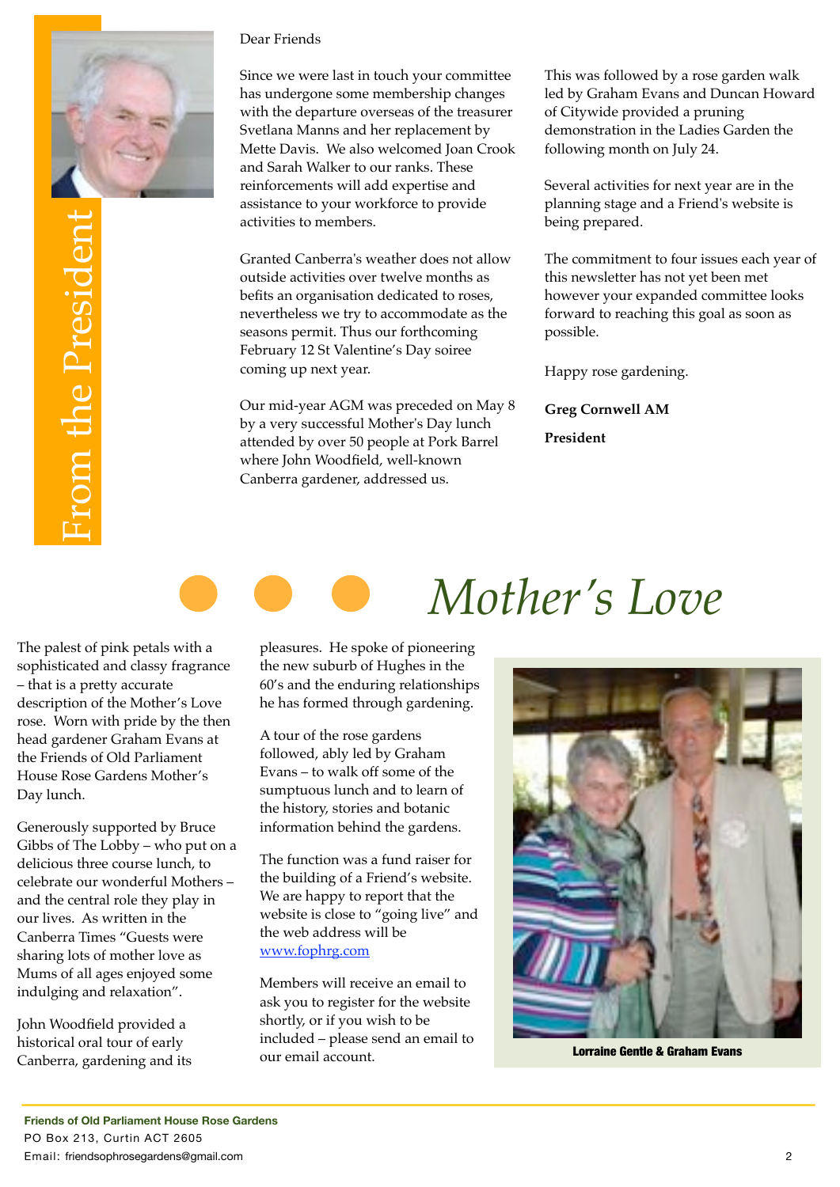## From the President

Dear Friends

Since we were last in touch your committee has undergone some membership changes with the departure overseas of the treasurer Svetlana Manns and her replacement by Mette Davis. We also welcomed Joan Crook and Sarah Walker to our ranks. These reinforcements will add expertise and assistance to your workforce to provide activities to members.

Granted Canberra's weather does not allow outside activities over twelve months as befits an organisation dedicated to roses, nevertheless we try to accommodate as the seasons permit. Thus our forthcoming February 12 St Valentine's Day soiree coming up next year.

Our mid-year AGM was preceded on May 8 by a very successful Mother's Day lunch attended by over 50 people at Pork Barrel where John Woodfield, well-known Canberra gardener, addressed us.

This was followed by a rose garden walk led by Graham Evans and Duncan Howard of Citywide provided a pruning demonstration in the Ladies Garden the following month on July 24.

Several activities for next year are in the planning stage and a Friend's website is being prepared.

The commitment to four issues each year of this newsletter has not yet been met however your expanded committee looks forward to reaching this goal as soon as possible.

Happy rose gardening.

**Greg Cornwell AM**

**President**

# *Mother's Love*

The palest of pink petals with a sophisticated and classy fragrance – that is a pretty accurate description of the Mother's Love rose. Worn with pride by the then head gardener Graham Evans at the Friends of Old Parliament House Rose Gardens Mother's Day lunch.

Generously supported by Bruce Gibbs of The Lobby – who put on a delicious three course lunch, to celebrate our wonderful Mothers – and the central role they play in our lives. As written in the Canberra Times "Guests were sharing lots of mother love as Mums of all ages enjoyed some indulging and relaxation".

John Woodfield provided a historical oral tour of early Canberra, gardening and its pleasures. He spoke of pioneering the new suburb of Hughes in the 60's and the enduring relationships he has formed through gardening.

A tour of the rose gardens followed, ably led by Graham Evans – to walk off some of the sumptuous lunch and to learn of the history, stories and botanic information behind the gardens.

The function was a fund raiser for the building of a Friend's website. We are happy to report that the website is close to "going live" and the web address will be www.fophrg.com

Members will receive an email to ask you to register for the website shortly, or if you wish to be included – please send an email to our email account.

**Lorraine Gentle & Graham Evans**

**Friends of Old Parliament House Rose Gardens**
PO Box 213, Curtin ACT 2605
Email: friendsophrosegardens@gmail.com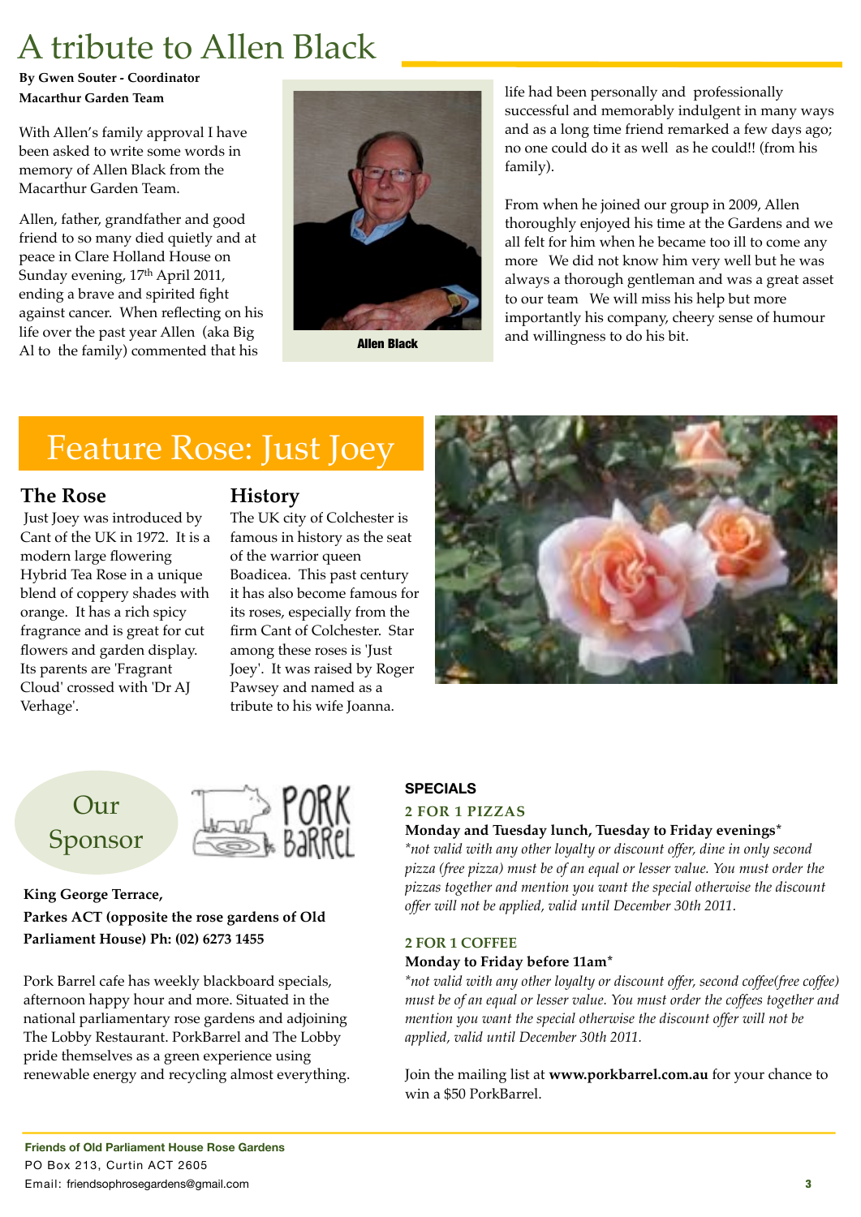# A tribute to Allen Black

**By Gwen Souter - Coordinator Macarthur Garden Team**

With Allen's family approval I have been asked to write some words in memory of Allen Black from the Macarthur Garden Team.

Allen, father, grandfather and good friend to so many died quietly and at peace in Clare Holland House on Sunday evening, 17th April 2011, ending a brave and spirited fight against cancer. When reflecting on his life over the past year Allen (aka Big Al to the family) commented that his life had been personally and professionally successful and memorably indulgent in many ways and as a long time friend remarked a few days ago; no one could do it as well as he could!! (from his family).

**Allen Black**

From when he joined our group in 2009, Allen thoroughly enjoyed his time at the Gardens and we all felt for him when he became too ill to come any more We did not know him very well but he was always a thorough gentleman and was a great asset to our team We will miss his help but more importantly his company, cheery sense of humour and willingness to do his bit.

# Feature Rose: Just Joey

## The Rose

Just Joey was introduced by Cant of the UK in 1972. It is a modern large flowering Hybrid Tea Rose in a unique blend of coppery shades with orange. It has a rich spicy fragrance and is great for cut flowers and garden display. Its parents are 'Fragrant Cloud' crossed with 'Dr AJ Verhage'.

## History

The UK city of Colchester is famous in history as the seat of the warrior queen Boadicea. This past century it has also become famous for its roses, especially from the firm Cant of Colchester. Star among these roses is 'Just Joey'. It was raised by Roger Pawsey and named as a tribute to his wife Joanna.

## Our Sponsor

PORK BaRReL

**King George Terrace,**
**Parkes ACT (opposite the rose gardens of Old Parliament House) Ph: (02) 6273 1455**

Pork Barrel cafe has weekly blackboard specials, afternoon happy hour and more. Situated in the national parliamentary rose gardens and adjoining The Lobby Restaurant. PorkBarrel and The Lobby pride themselves as a green experience using renewable energy and recycling almost everything.

**SPECIALS**

**2 FOR 1 PIZZAS**

**Monday and Tuesday lunch, Tuesday to Friday evenings***

*\*not valid with any other loyalty or discount offer, dine in only second pizza (free pizza) must be of an equal or lesser value. You must order the pizzas together and mention you want the special otherwise the discount offer will not be applied, valid until December 30th 2011.*

**2 FOR 1 COFFEE**

**Monday to Friday before 11am***

*\*not valid with any other loyalty or discount offer, second coffee(free coffee) must be of an equal or lesser value. You must order the coffees together and mention you want the special otherwise the discount offer will not be applied, valid until December 30th 2011.*

Join the mailing list at **www.porkbarrel.com.au** for your chance to win a $50 PorkBarrel.

**Friends of Old Parliament House Rose Gardens**
PO Box 213, Curtin ACT 2605
Email: friendsophrosegardens@gmail.com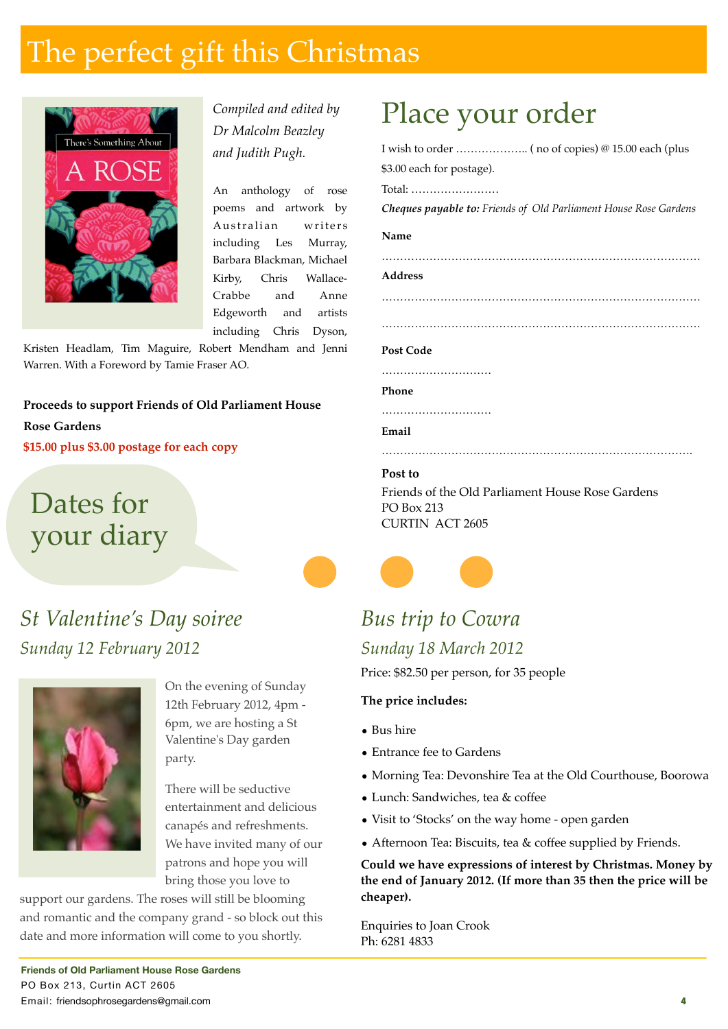# The perfect gift this Christmas

*Compiled and edited by Dr Malcolm Beazley and Judith Pugh.*

An anthology of rose poems and artwork by Australian writers including Les Murray, Barbara Blackman, Michael Kirby, Chris Wallace-Crabbe and Anne Edgeworth and artists including Chris Dyson, Kristen Headlam, Tim Maguire, Robert Mendham and Jenni Warren. With a Foreword by Tamie Fraser AO.

**Proceeds to support Friends of Old Parliament House Rose Gardens**

**$15.00 plus $3.00 postage for each copy**

# Place your order

I wish to order ……………….. ( no of copies) @ 15.00 each (plus $3.00 each for postage).

Total: ……………………

***Cheques payable to:*** *Friends of Old Parliament House Rose Gardens*

**Name**

……………………………………………………………………………

**Address**

……………………………………………………………………………

……………………………………………………………………………

**Post Code**

…………………………

**Phone**

…………………………

**Email**

……………………………………………………………………………

**Post to**

Friends of the Old Parliament House Rose Gardens
PO Box 213
CURTIN ACT 2605

# Dates for your diary

## *St Valentine's Day soiree*

### *Sunday 12 February 2012*

On the evening of Sunday 12th February 2012, 4pm - 6pm, we are hosting a St Valentine's Day garden party.

There will be seductive entertainment and delicious canapés and refreshments. We have invited many of our patrons and hope you will bring those you love to support our gardens. The roses will still be blooming and romantic and the company grand - so block out this date and more information will come to you shortly.

## *Bus trip to Cowra*

### *Sunday 18 March 2012*

Price: $82.50 per person, for 35 people

**The price includes:**

- Bus hire
- Entrance fee to Gardens
- Morning Tea: Devonshire Tea at the Old Courthouse, Boorowa
- Lunch: Sandwiches, tea & coffee
- Visit to 'Stocks' on the way home - open garden
- Afternoon Tea: Biscuits, tea & coffee supplied by Friends.

**Could we have expressions of interest by Christmas. Money by the end of January 2012. (If more than 35 then the price will be cheaper).**

Enquiries to Joan Crook
Ph: 6281 4833

**Friends of Old Parliament House Rose Gardens**
PO Box 213, Curtin ACT 2605
Email: friendsophrosegardens@gmail.com